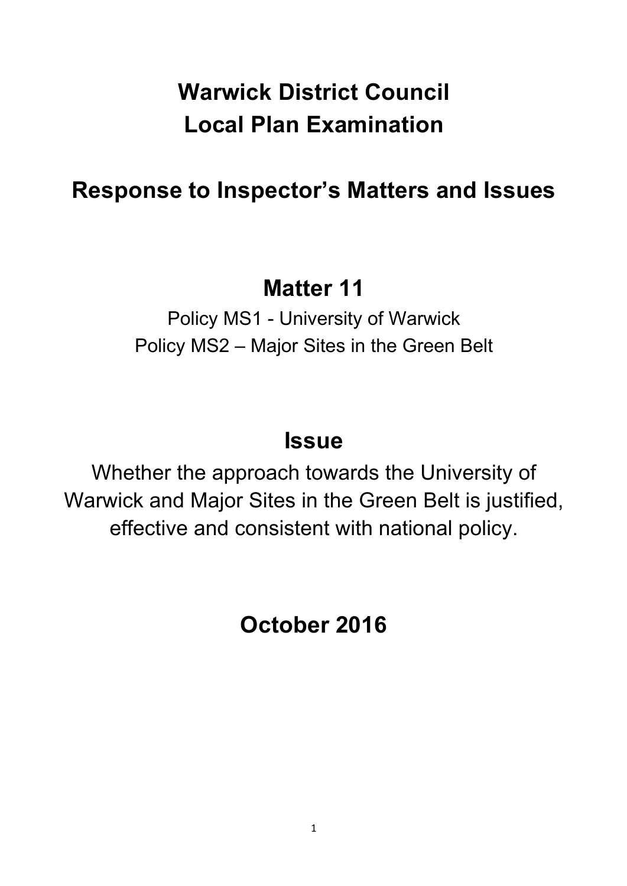# Warwick District Council
# Local Plan Examination

## Response to Inspector's Matters and Issues

## Matter 11

Policy MS1 - University of Warwick

Policy MS2 – Major Sites in the Green Belt

## Issue

Whether the approach towards the University of Warwick and Major Sites in the Green Belt is justified, effective and consistent with national policy.

## October 2016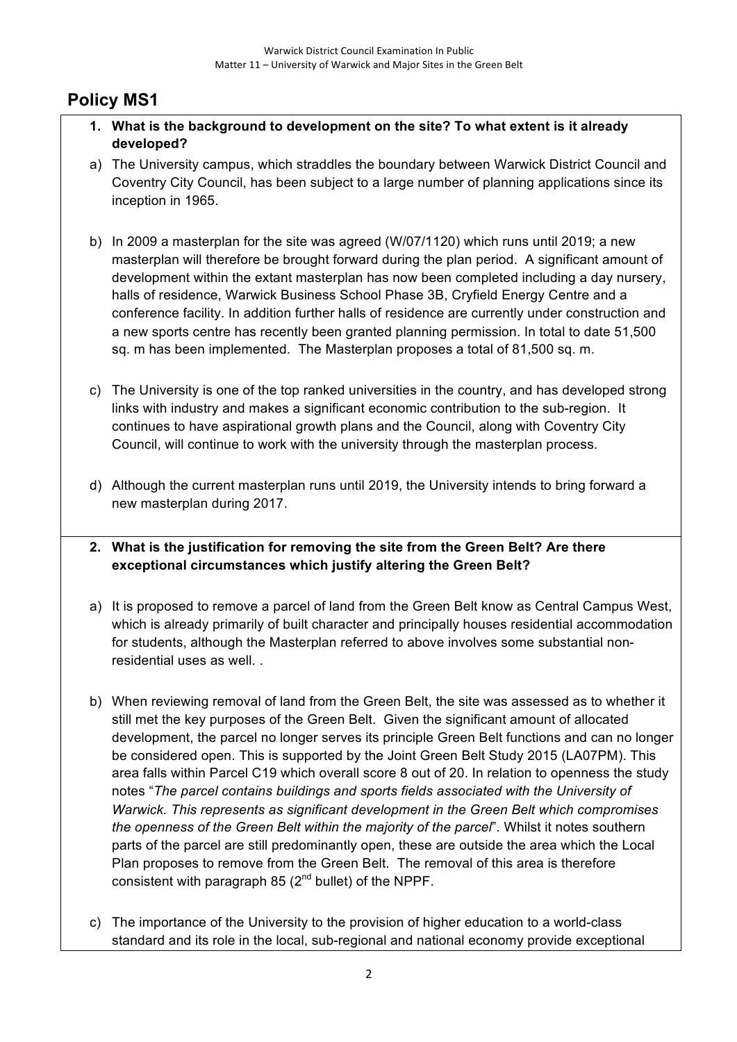## Policy MS1

1. **What is the background to development on the site? To what extent is it already developed?**

a) The University campus, which straddles the boundary between Warwick District Council and Coventry City Council, has been subject to a large number of planning applications since its inception in 1965.

b) In 2009 a masterplan for the site was agreed (W/07/1120) which runs until 2019; a new masterplan will therefore be brought forward during the plan period. A significant amount of development within the extant masterplan has now been completed including a day nursery, halls of residence, Warwick Business School Phase 3B, Cryfield Energy Centre and a conference facility. In addition further halls of residence are currently under construction and a new sports centre has recently been granted planning permission. In total to date 51,500 sq. m has been implemented. The Masterplan proposes a total of 81,500 sq. m.

c) The University is one of the top ranked universities in the country, and has developed strong links with industry and makes a significant economic contribution to the sub-region. It continues to have aspirational growth plans and the Council, along with Coventry City Council, will continue to work with the university through the masterplan process.

d) Although the current masterplan runs until 2019, the University intends to bring forward a new masterplan during 2017.

2. **What is the justification for removing the site from the Green Belt? Are there exceptional circumstances which justify altering the Green Belt?**

a) It is proposed to remove a parcel of land from the Green Belt know as Central Campus West, which is already primarily of built character and principally houses residential accommodation for students, although the Masterplan referred to above involves some substantial non-residential uses as well. .

b) When reviewing removal of land from the Green Belt, the site was assessed as to whether it still met the key purposes of the Green Belt. Given the significant amount of allocated development, the parcel no longer serves its principle Green Belt functions and can no longer be considered open. This is supported by the Joint Green Belt Study 2015 (LA07PM). This area falls within Parcel C19 which overall score 8 out of 20. In relation to openness the study notes "*The parcel contains buildings and sports fields associated with the University of Warwick. This represents as significant development in the Green Belt which compromises the openness of the Green Belt within the majority of the parcel*". Whilst it notes southern parts of the parcel are still predominantly open, these are outside the area which the Local Plan proposes to remove from the Green Belt. The removal of this area is therefore consistent with paragraph 85 (2nd bullet) of the NPPF.

c) The importance of the University to the provision of higher education to a world-class standard and its role in the local, sub-regional and national economy provide exceptional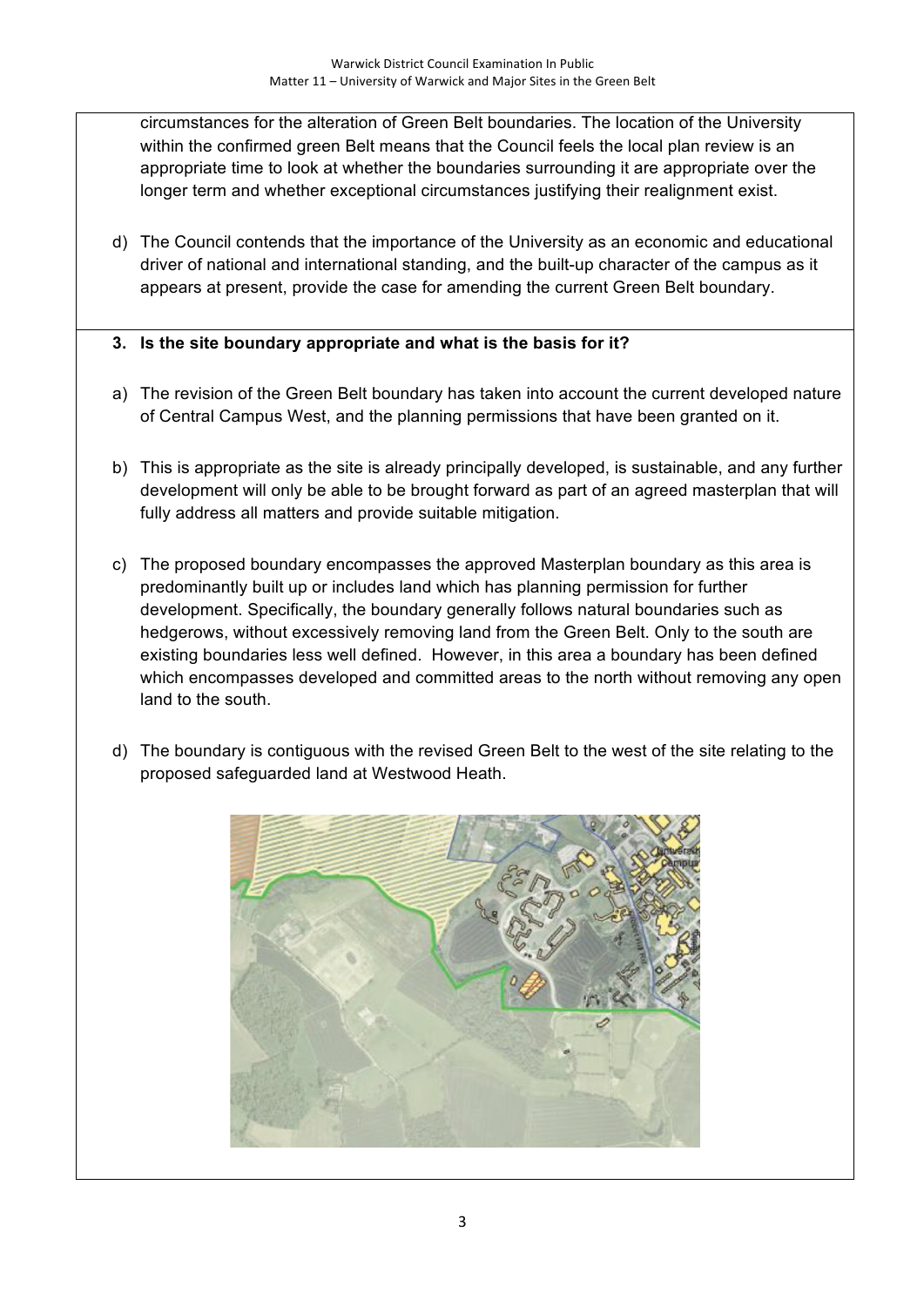circumstances for the alteration of Green Belt boundaries. The location of the University within the confirmed green Belt means that the Council feels the local plan review is an appropriate time to look at whether the boundaries surrounding it are appropriate over the longer term and whether exceptional circumstances justifying their realignment exist.

d) The Council contends that the importance of the University as an economic and educational driver of national and international standing, and the built-up character of the campus as it appears at present, provide the case for amending the current Green Belt boundary.

**3. Is the site boundary appropriate and what is the basis for it?**

a) The revision of the Green Belt boundary has taken into account the current developed nature of Central Campus West, and the planning permissions that have been granted on it.

b) This is appropriate as the site is already principally developed, is sustainable, and any further development will only be able to be brought forward as part of an agreed masterplan that will fully address all matters and provide suitable mitigation.

c) The proposed boundary encompasses the approved Masterplan boundary as this area is predominantly built up or includes land which has planning permission for further development. Specifically, the boundary generally follows natural boundaries such as hedgerows, without excessively removing land from the Green Belt. Only to the south are existing boundaries less well defined. However, in this area a boundary has been defined which encompasses developed and committed areas to the north without removing any open land to the south.

d) The boundary is contiguous with the revised Green Belt to the west of the site relating to the proposed safeguarded land at Westwood Heath.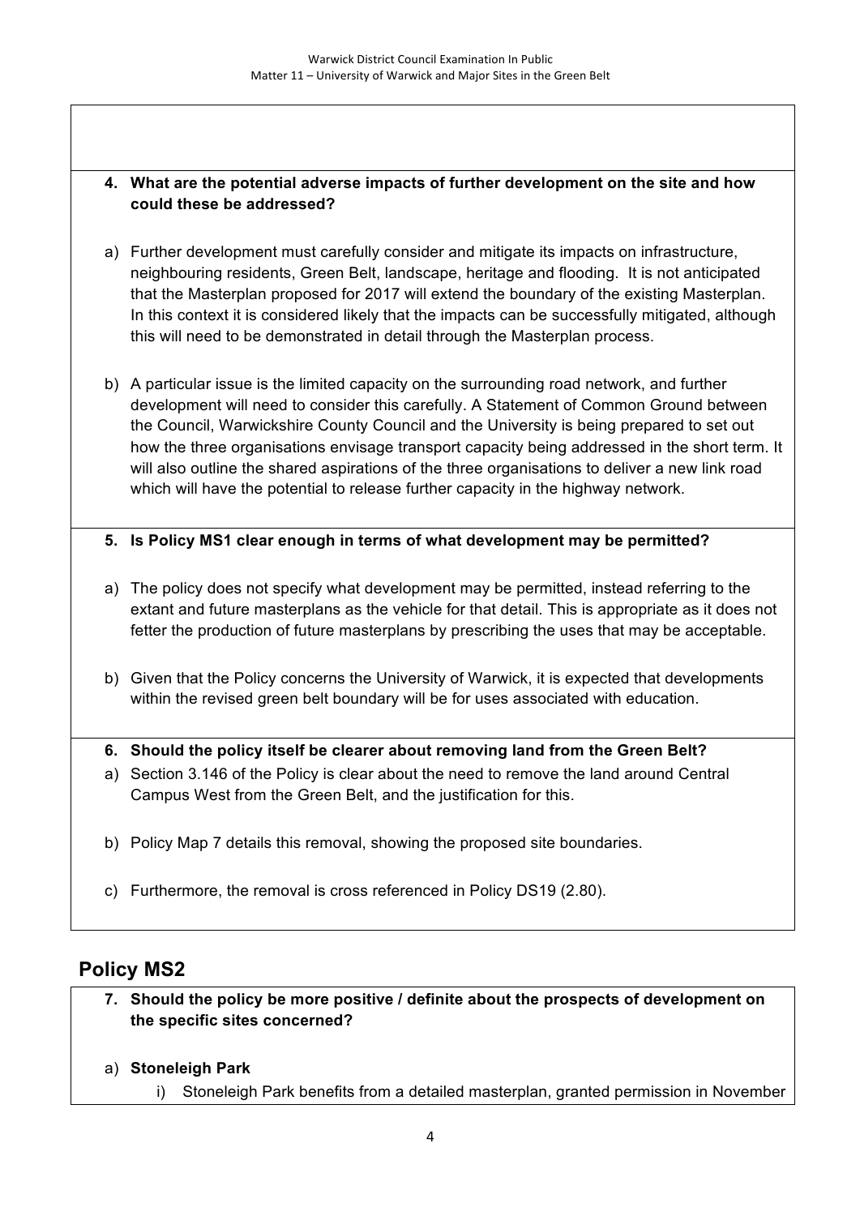**4. What are the potential adverse impacts of further development on the site and how could these be addressed?**

a) Further development must carefully consider and mitigate its impacts on infrastructure, neighbouring residents, Green Belt, landscape, heritage and flooding. It is not anticipated that the Masterplan proposed for 2017 will extend the boundary of the existing Masterplan. In this context it is considered likely that the impacts can be successfully mitigated, although this will need to be demonstrated in detail through the Masterplan process.

b) A particular issue is the limited capacity on the surrounding road network, and further development will need to consider this carefully. A Statement of Common Ground between the Council, Warwickshire County Council and the University is being prepared to set out how the three organisations envisage transport capacity being addressed in the short term. It will also outline the shared aspirations of the three organisations to deliver a new link road which will have the potential to release further capacity in the highway network.

**5. Is Policy MS1 clear enough in terms of what development may be permitted?**

a) The policy does not specify what development may be permitted, instead referring to the extant and future masterplans as the vehicle for that detail. This is appropriate as it does not fetter the production of future masterplans by prescribing the uses that may be acceptable.

b) Given that the Policy concerns the University of Warwick, it is expected that developments within the revised green belt boundary will be for uses associated with education.

**6. Should the policy itself be clearer about removing land from the Green Belt?**

a) Section 3.146 of the Policy is clear about the need to remove the land around Central Campus West from the Green Belt, and the justification for this.

b) Policy Map 7 details this removal, showing the proposed site boundaries.

c) Furthermore, the removal is cross referenced in Policy DS19 (2.80).

## Policy MS2

**7. Should the policy be more positive / definite about the prospects of development on the specific sites concerned?**

a) **Stoneleigh Park**

i) Stoneleigh Park benefits from a detailed masterplan, granted permission in November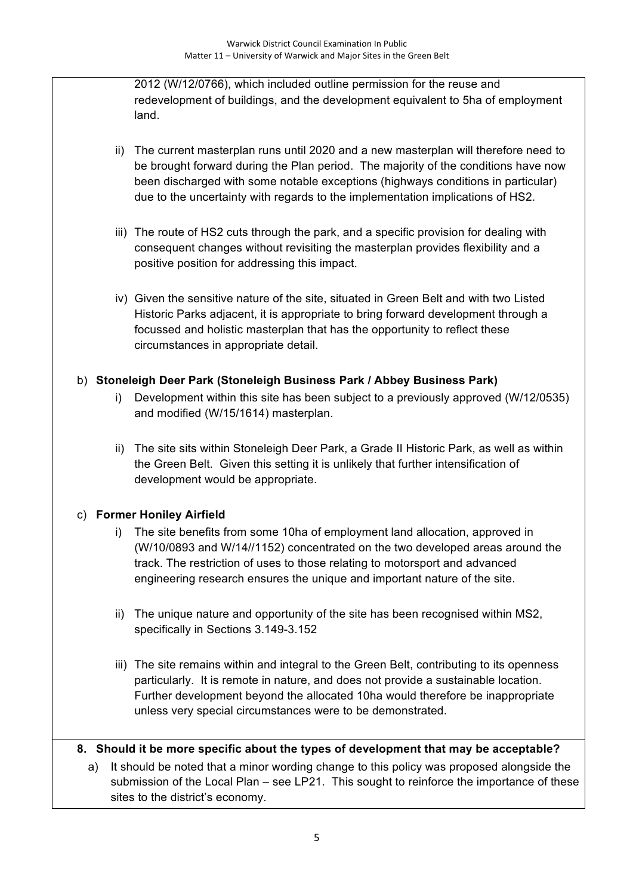2012 (W/12/0766), which included outline permission for the reuse and redevelopment of buildings, and the development equivalent to 5ha of employment land.

ii) The current masterplan runs until 2020 and a new masterplan will therefore need to be brought forward during the Plan period. The majority of the conditions have now been discharged with some notable exceptions (highways conditions in particular) due to the uncertainty with regards to the implementation implications of HS2.

iii) The route of HS2 cuts through the park, and a specific provision for dealing with consequent changes without revisiting the masterplan provides flexibility and a positive position for addressing this impact.

iv) Given the sensitive nature of the site, situated in Green Belt and with two Listed Historic Parks adjacent, it is appropriate to bring forward development through a focussed and holistic masterplan that has the opportunity to reflect these circumstances in appropriate detail.

b) **Stoneleigh Deer Park (Stoneleigh Business Park / Abbey Business Park)**

i) Development within this site has been subject to a previously approved (W/12/0535) and modified (W/15/1614) masterplan.

ii) The site sits within Stoneleigh Deer Park, a Grade II Historic Park, as well as within the Green Belt. Given this setting it is unlikely that further intensification of development would be appropriate.

c) **Former Honiley Airfield**

i) The site benefits from some 10ha of employment land allocation, approved in (W/10/0893 and W/14//1152) concentrated on the two developed areas around the track. The restriction of uses to those relating to motorsport and advanced engineering research ensures the unique and important nature of the site.

ii) The unique nature and opportunity of the site has been recognised within MS2, specifically in Sections 3.149-3.152

iii) The site remains within and integral to the Green Belt, contributing to its openness particularly. It is remote in nature, and does not provide a sustainable location. Further development beyond the allocated 10ha would therefore be inappropriate unless very special circumstances were to be demonstrated.

**8. Should it be more specific about the types of development that may be acceptable?**

a) It should be noted that a minor wording change to this policy was proposed alongside the submission of the Local Plan – see LP21. This sought to reinforce the importance of these sites to the district's economy.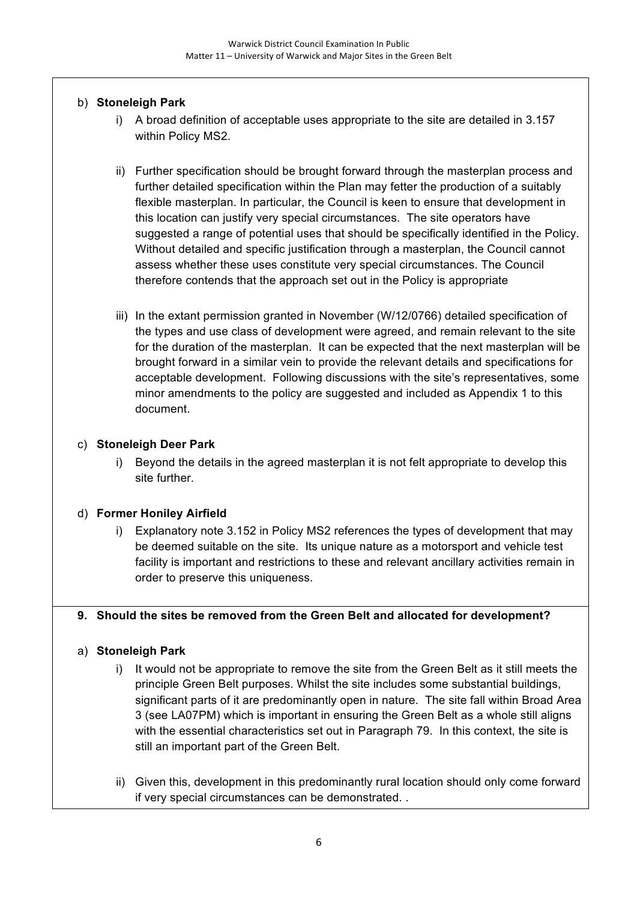b) **Stoneleigh Park**

  i) A broad definition of acceptable uses appropriate to the site are detailed in 3.157 within Policy MS2.

  ii) Further specification should be brought forward through the masterplan process and further detailed specification within the Plan may fetter the production of a suitably flexible masterplan. In particular, the Council is keen to ensure that development in this location can justify very special circumstances. The site operators have suggested a range of potential uses that should be specifically identified in the Policy. Without detailed and specific justification through a masterplan, the Council cannot assess whether these uses constitute very special circumstances. The Council therefore contends that the approach set out in the Policy is appropriate

  iii) In the extant permission granted in November (W/12/0766) detailed specification of the types and use class of development were agreed, and remain relevant to the site for the duration of the masterplan. It can be expected that the next masterplan will be brought forward in a similar vein to provide the relevant details and specifications for acceptable development. Following discussions with the site's representatives, some minor amendments to the policy are suggested and included as Appendix 1 to this document.

c) **Stoneleigh Deer Park**

  i) Beyond the details in the agreed masterplan it is not felt appropriate to develop this site further.

d) **Former Honiley Airfield**

  i) Explanatory note 3.152 in Policy MS2 references the types of development that may be deemed suitable on the site. Its unique nature as a motorsport and vehicle test facility is important and restrictions to these and relevant ancillary activities remain in order to preserve this uniqueness.

**9. Should the sites be removed from the Green Belt and allocated for development?**

a) **Stoneleigh Park**

  i) It would not be appropriate to remove the site from the Green Belt as it still meets the principle Green Belt purposes. Whilst the site includes some substantial buildings, significant parts of it are predominantly open in nature. The site fall within Broad Area 3 (see LA07PM) which is important in ensuring the Green Belt as a whole still aligns with the essential characteristics set out in Paragraph 79. In this context, the site is still an important part of the Green Belt.

  ii) Given this, development in this predominantly rural location should only come forward if very special circumstances can be demonstrated. .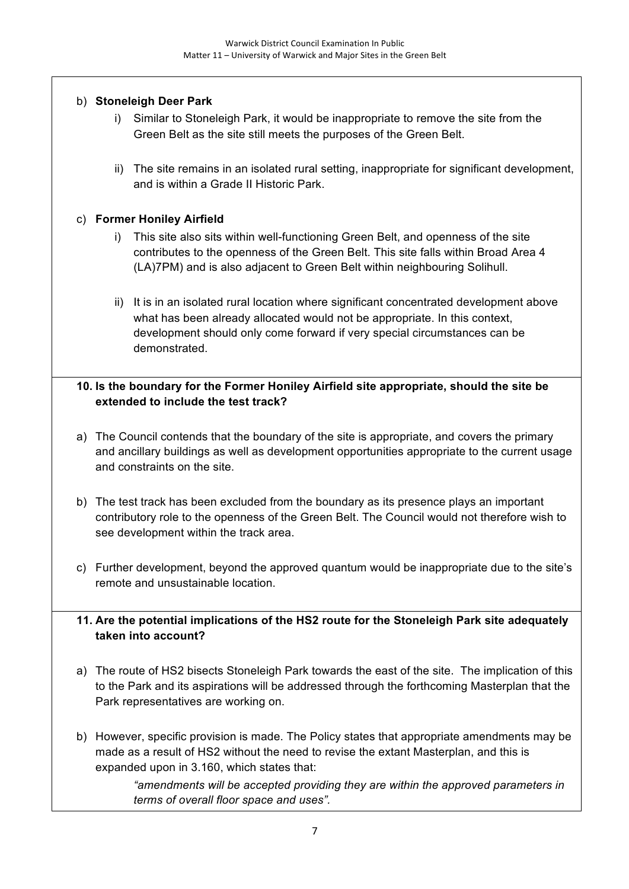b) **Stoneleigh Deer Park**

   i) Similar to Stoneleigh Park, it would be inappropriate to remove the site from the Green Belt as the site still meets the purposes of the Green Belt.

   ii) The site remains in an isolated rural setting, inappropriate for significant development, and is within a Grade II Historic Park.

c) **Former Honiley Airfield**

   i) This site also sits within well-functioning Green Belt, and openness of the site contributes to the openness of the Green Belt. This site falls within Broad Area 4 (LA)7PM) and is also adjacent to Green Belt within neighbouring Solihull.

   ii) It is in an isolated rural location where significant concentrated development above what has been already allocated would not be appropriate. In this context, development should only come forward if very special circumstances can be demonstrated.

**10. Is the boundary for the Former Honiley Airfield site appropriate, should the site be extended to include the test track?**

a) The Council contends that the boundary of the site is appropriate, and covers the primary and ancillary buildings as well as development opportunities appropriate to the current usage and constraints on the site.

b) The test track has been excluded from the boundary as its presence plays an important contributory role to the openness of the Green Belt. The Council would not therefore wish to see development within the track area.

c) Further development, beyond the approved quantum would be inappropriate due to the site's remote and unsustainable location.

**11. Are the potential implications of the HS2 route for the Stoneleigh Park site adequately taken into account?**

a) The route of HS2 bisects Stoneleigh Park towards the east of the site. The implication of this to the Park and its aspirations will be addressed through the forthcoming Masterplan that the Park representatives are working on.

b) However, specific provision is made. The Policy states that appropriate amendments may be made as a result of HS2 without the need to revise the extant Masterplan, and this is expanded upon in 3.160, which states that:

   > *"amendments will be accepted providing they are within the approved parameters in terms of overall floor space and uses".*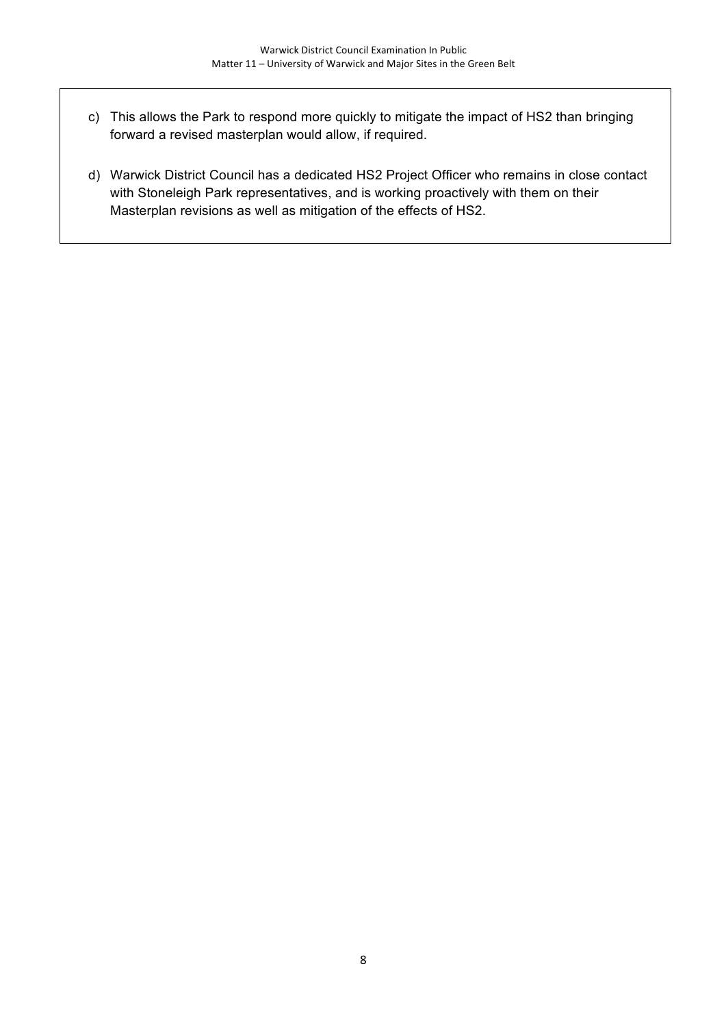c) This allows the Park to respond more quickly to mitigate the impact of HS2 than bringing forward a revised masterplan would allow, if required.

d) Warwick District Council has a dedicated HS2 Project Officer who remains in close contact with Stoneleigh Park representatives, and is working proactively with them on their Masterplan revisions as well as mitigation of the effects of HS2.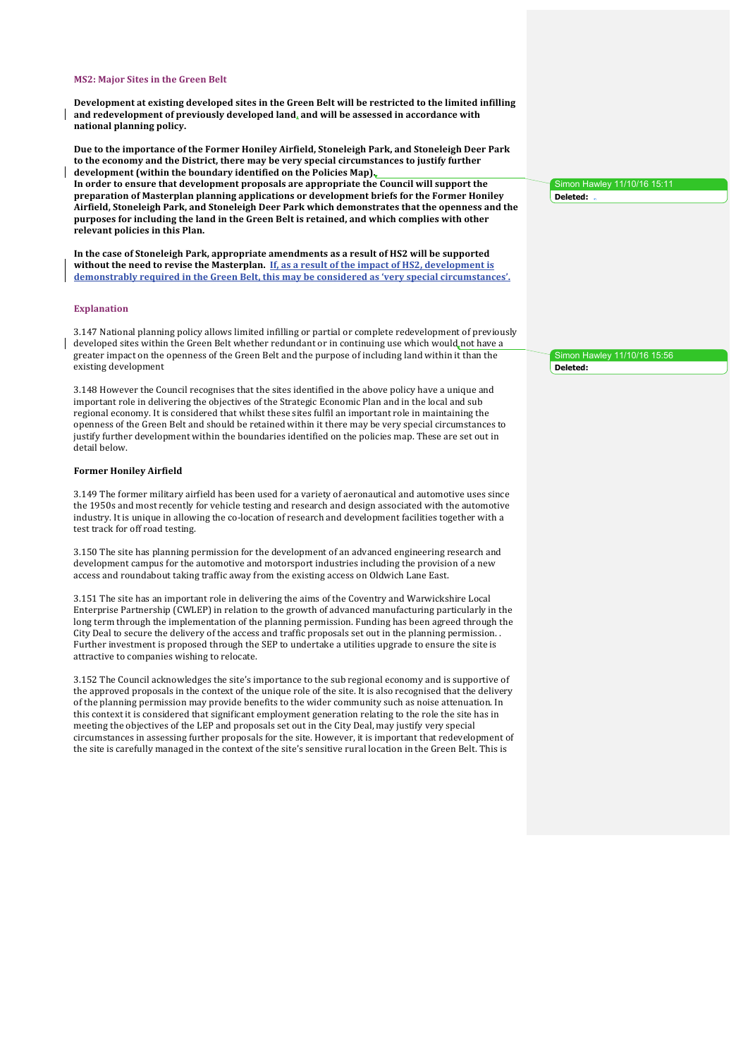### MS2: Major Sites in the Green Belt

**Development at existing developed sites in the Green Belt will be restricted to the limited infilling and redevelopment of previously developed land, and will be assessed in accordance with national planning policy.**

**Due to the importance of the Former Honiley Airfield, Stoneleigh Park, and Stoneleigh Deer Park to the economy and the District, there may be very special circumstances to justify further development (within the boundary identified on the Policies Map).**
**In order to ensure that development proposals are appropriate the Council will support the preparation of Masterplan planning applications or development briefs for the Former Honiley Airfield, Stoneleigh Park, and Stoneleigh Deer Park which demonstrates that the openness and the purposes for including the land in the Green Belt is retained, and which complies with other relevant policies in this Plan.**

**In the case of Stoneleigh Park, appropriate amendments as a result of HS2 will be supported without the need to revise the Masterplan. If, as a result of the impact of HS2, development is demonstrably required in the Green Belt, this may be considered as 'very special circumstances'.**

Simon Hawley 11/10/16 15:11
**Deleted:** .

### Explanation

3.147 National planning policy allows limited infilling or partial or complete redevelopment of previously developed sites within the Green Belt whether redundant or in continuing use which would not have a greater impact on the openness of the Green Belt and the purpose of including land within it than the existing development

Simon Hawley 11/10/16 15:56
**Deleted:**

3.148 However the Council recognises that the sites identified in the above policy have a unique and important role in delivering the objectives of the Strategic Economic Plan and in the local and sub regional economy. It is considered that whilst these sites fulfil an important role in maintaining the openness of the Green Belt and should be retained within it there may be very special circumstances to justify further development within the boundaries identified on the policies map. These are set out in detail below.

**Former Honiley Airfield**

3.149 The former military airfield has been used for a variety of aeronautical and automotive uses since the 1950s and most recently for vehicle testing and research and design associated with the automotive industry. It is unique in allowing the co-location of research and development facilities together with a test track for off road testing.

3.150 The site has planning permission for the development of an advanced engineering research and development campus for the automotive and motorsport industries including the provision of a new access and roundabout taking traffic away from the existing access on Oldwich Lane East.

3.151 The site has an important role in delivering the aims of the Coventry and Warwickshire Local Enterprise Partnership (CWLEP) in relation to the growth of advanced manufacturing particularly in the long term through the implementation of the planning permission. Funding has been agreed through the City Deal to secure the delivery of the access and traffic proposals set out in the planning permission. . Further investment is proposed through the SEP to undertake a utilities upgrade to ensure the site is attractive to companies wishing to relocate.

3.152 The Council acknowledges the site's importance to the sub regional economy and is supportive of the approved proposals in the context of the unique role of the site. It is also recognised that the delivery of the planning permission may provide benefits to the wider community such as noise attenuation. In this context it is considered that significant employment generation relating to the role the site has in meeting the objectives of the LEP and proposals set out in the City Deal, may justify very special circumstances in assessing further proposals for the site. However, it is important that redevelopment of the site is carefully managed in the context of the site's sensitive rural location in the Green Belt. This is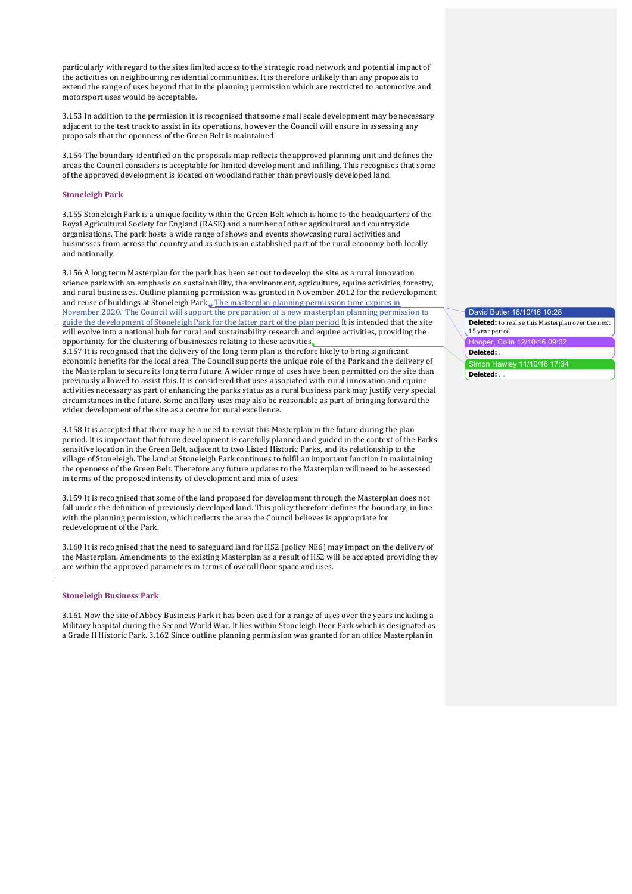particularly with regard to the sites limited access to the strategic road network and potential impact of the activities on neighbouring residential communities. It is therefore unlikely than any proposals to extend the range of uses beyond that in the planning permission which are restricted to automotive and motorsport uses would be acceptable.

3.153 In addition to the permission it is recognised that some small scale development may be necessary adjacent to the test track to assist in its operations, however the Council will ensure in assessing any proposals that the openness of the Green Belt is maintained.

3.154 The boundary identified on the proposals map reflects the approved planning unit and defines the areas the Council considers is acceptable for limited development and infilling. This recognises that some of the approved development is located on woodland rather than previously developed land.

### Stoneleigh Park

3.155 Stoneleigh Park is a unique facility within the Green Belt which is home to the headquarters of the Royal Agricultural Society for England (RASE) and a number of other agricultural and countryside organisations. The park hosts a wide range of shows and events showcasing rural activities and businesses from across the country and as such is an established part of the rural economy both locally and nationally.

3.156 A long term Masterplan for the park has been set out to develop the site as a rural innovation science park with an emphasis on sustainability, the environment, agriculture, equine activities, forestry, and rural businesses. Outline planning permission was granted in November 2012 for the redevelopment and reuse of buildings at Stoneleigh Park. The masterplan planning permission time expires in November 2020. The Council will support the preparation of a new masterplan planning permission to guide the development of Stoneleigh Park for the latter part of the plan period It is intended that the site will evolve into a national hub for rural and sustainability research and equine activities, providing the opportunity for the clustering of businesses relating to these activities.

3.157 It is recognised that the delivery of the long term plan is therefore likely to bring significant economic benefits for the local area. The Council supports the unique role of the Park and the delivery of the Masterplan to secure its long term future. A wider range of uses have been permitted on the site than previously allowed to assist this. It is considered that uses associated with rural innovation and equine activities necessary as part of enhancing the parks status as a rural business park may justify very special circumstances in the future. Some ancillary uses may also be reasonable as part of bringing forward the wider development of the site as a centre for rural excellence.

3.158 It is accepted that there may be a need to revisit this Masterplan in the future during the plan period. It is important that future development is carefully planned and guided in the context of the Parks sensitive location in the Green Belt, adjacent to two Listed Historic Parks, and its relationship to the village of Stoneleigh. The land at Stoneleigh Park continues to fulfil an important function in maintaining the openness of the Green Belt. Therefore any future updates to the Masterplan will need to be assessed in terms of the proposed intensity of development and mix of uses.

3.159 It is recognised that some of the land proposed for development through the Masterplan does not fall under the definition of previously developed land. This policy therefore defines the boundary, in line with the planning permission, which reflects the area the Council believes is appropriate for redevelopment of the Park.

3.160 It is recognised that the need to safeguard land for HS2 (policy NE6) may impact on the delivery of the Masterplan. Amendments to the existing Masterplan as a result of HS2 will be accepted providing they are within the approved parameters in terms of overall floor space and uses.

### Stoneleigh Business Park

3.161 Now the site of Abbey Business Park it has been used for a range of uses over the years including a Military hospital during the Second World War. It lies within Stoneleigh Deer Park which is designated as a Grade II Historic Park. 3.162 Since outline planning permission was granted for an office Masterplan in

David Butler 18/10/16 10:28
**Deleted:** to realise this Masterplan over the next 15 year period

Hooper, Colin 12/10/16 09:02
**Deleted:** .

Simon Hawley 11/10/16 17:34
**Deleted:** .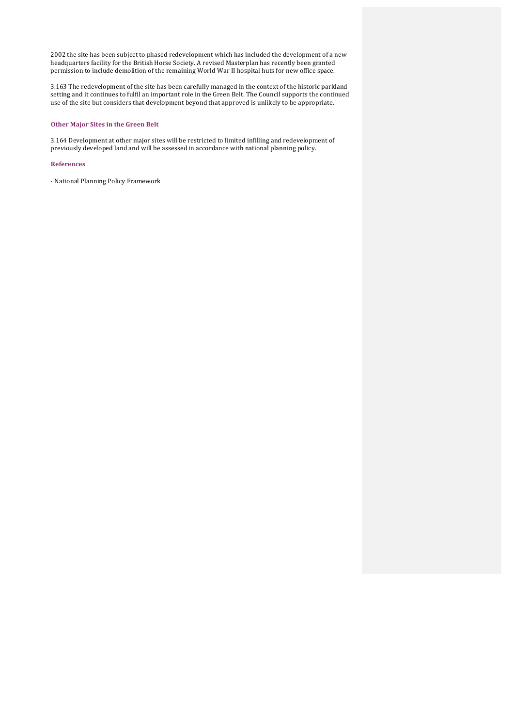2002 the site has been subject to phased redevelopment which has included the development of a new headquarters facility for the British Horse Society. A revised Masterplan has recently been granted permission to include demolition of the remaining World War II hospital huts for new office space.

3.163 The redevelopment of the site has been carefully managed in the context of the historic parkland setting and it continues to fulfil an important role in the Green Belt. The Council supports the continued use of the site but considers that development beyond that approved is unlikely to be appropriate.

### Other Major Sites in the Green Belt

3.164 Development at other major sites will be restricted to limited infilling and redevelopment of previously developed land and will be assessed in accordance with national planning policy.

### References

- National Planning Policy Framework